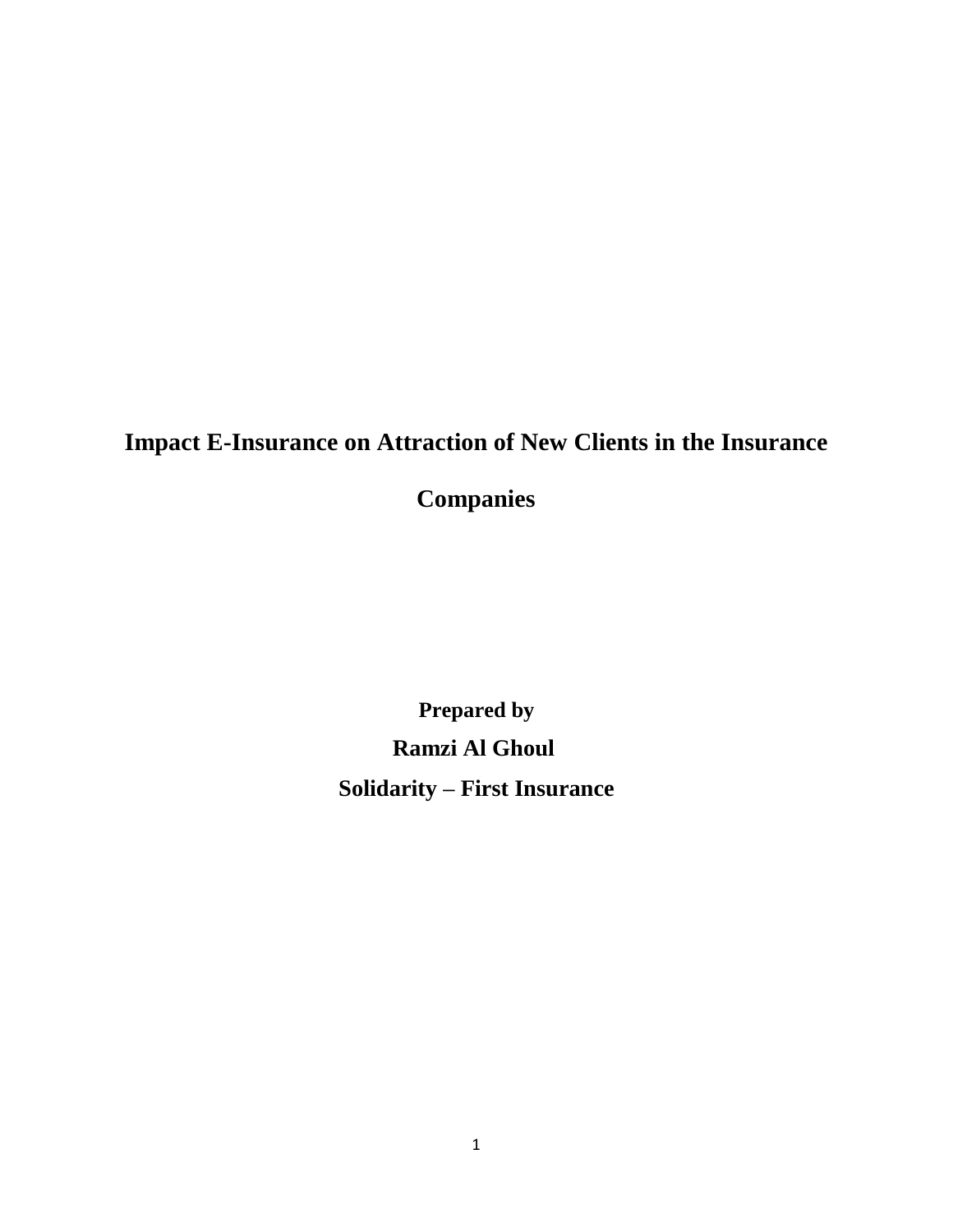# Impact E-Insurance on Attraction of New Clients in the Insurance Companies

**Prepared by**

**Ramzi Al Ghoul**

**Solidarity – First Insurance**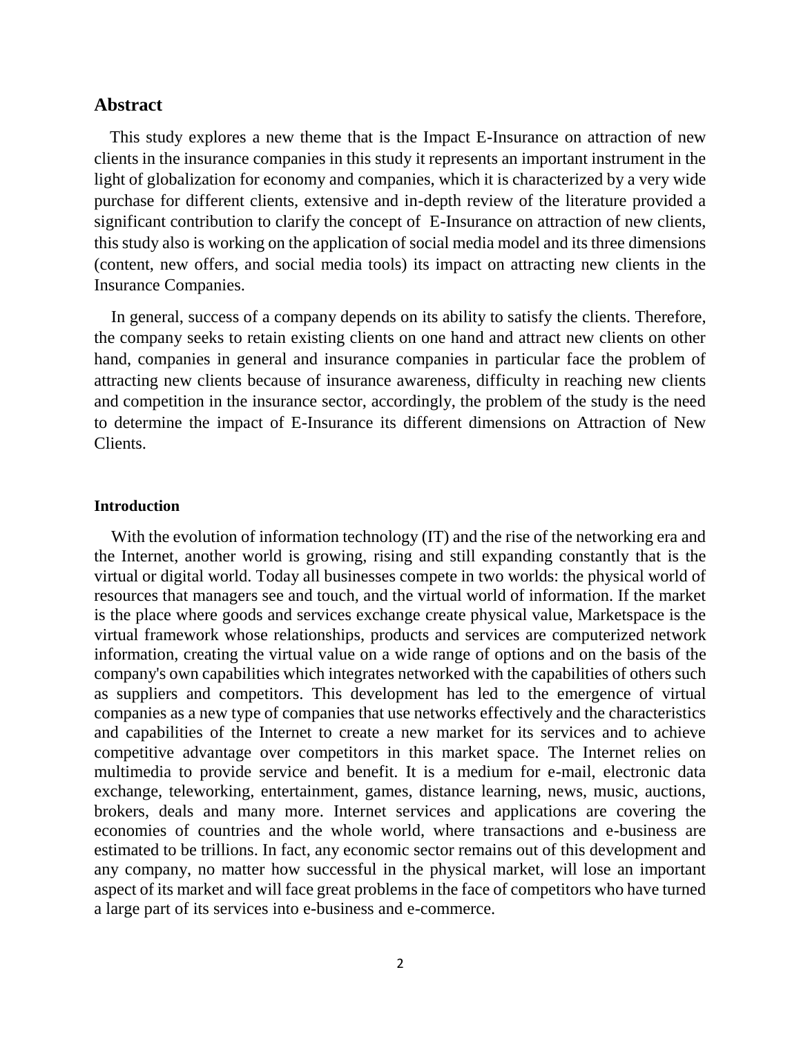## Abstract

This study explores a new theme that is the Impact E-Insurance on attraction of new clients in the insurance companies in this study it represents an important instrument in the light of globalization for economy and companies, which it is characterized by a very wide purchase for different clients, extensive and in-depth review of the literature provided a significant contribution to clarify the concept of E-Insurance on attraction of new clients, this study also is working on the application of social media model and its three dimensions (content, new offers, and social media tools) its impact on attracting new clients in the Insurance Companies.

In general, success of a company depends on its ability to satisfy the clients. Therefore, the company seeks to retain existing clients on one hand and attract new clients on other hand, companies in general and insurance companies in particular face the problem of attracting new clients because of insurance awareness, difficulty in reaching new clients and competition in the insurance sector, accordingly, the problem of the study is the need to determine the impact of E-Insurance its different dimensions on Attraction of New Clients.

### Introduction

With the evolution of information technology (IT) and the rise of the networking era and the Internet, another world is growing, rising and still expanding constantly that is the virtual or digital world. Today all businesses compete in two worlds: the physical world of resources that managers see and touch, and the virtual world of information. If the market is the place where goods and services exchange create physical value, Marketspace is the virtual framework whose relationships, products and services are computerized network information, creating the virtual value on a wide range of options and on the basis of the company's own capabilities which integrates networked with the capabilities of others such as suppliers and competitors. This development has led to the emergence of virtual companies as a new type of companies that use networks effectively and the characteristics and capabilities of the Internet to create a new market for its services and to achieve competitive advantage over competitors in this market space. The Internet relies on multimedia to provide service and benefit. It is a medium for e-mail, electronic data exchange, teleworking, entertainment, games, distance learning, news, music, auctions, brokers, deals and many more. Internet services and applications are covering the economies of countries and the whole world, where transactions and e-business are estimated to be trillions. In fact, any economic sector remains out of this development and any company, no matter how successful in the physical market, will lose an important aspect of its market and will face great problems in the face of competitors who have turned a large part of its services into e-business and e-commerce.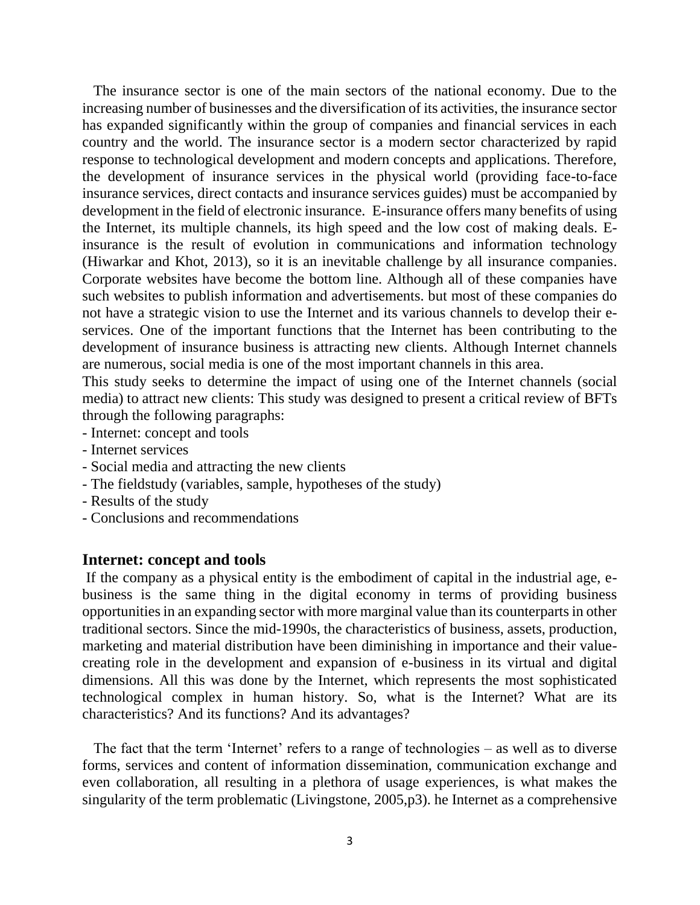The insurance sector is one of the main sectors of the national economy. Due to the increasing number of businesses and the diversification of its activities, the insurance sector has expanded significantly within the group of companies and financial services in each country and the world. The insurance sector is a modern sector characterized by rapid response to technological development and modern concepts and applications. Therefore, the development of insurance services in the physical world (providing face-to-face insurance services, direct contacts and insurance services guides) must be accompanied by development in the field of electronic insurance. E-insurance offers many benefits of using the Internet, its multiple channels, its high speed and the low cost of making deals. E-insurance is the result of evolution in communications and information technology (Hiwarkar and Khot, 2013), so it is an inevitable challenge by all insurance companies. Corporate websites have become the bottom line. Although all of these companies have such websites to publish information and advertisements. but most of these companies do not have a strategic vision to use the Internet and its various channels to develop their e-services. One of the important functions that the Internet has been contributing to the development of insurance business is attracting new clients. Although Internet channels are numerous, social media is one of the most important channels in this area.

This study seeks to determine the impact of using one of the Internet channels (social media) to attract new clients: This study was designed to present a critical review of BFTs through the following paragraphs:

- Internet: concept and tools
- Internet services
- Social media and attracting the new clients
- The fieldstudy (variables, sample, hypotheses of the study)
- Results of the study
- Conclusions and recommendations

## Internet: concept and tools

If the company as a physical entity is the embodiment of capital in the industrial age, e-business is the same thing in the digital economy in terms of providing business opportunities in an expanding sector with more marginal value than its counterparts in other traditional sectors. Since the mid-1990s, the characteristics of business, assets, production, marketing and material distribution have been diminishing in importance and their value-creating role in the development and expansion of e-business in its virtual and digital dimensions. All this was done by the Internet, which represents the most sophisticated technological complex in human history. So, what is the Internet? What are its characteristics? And its functions? And its advantages?

The fact that the term 'Internet' refers to a range of technologies – as well as to diverse forms, services and content of information dissemination, communication exchange and even collaboration, all resulting in a plethora of usage experiences, is what makes the singularity of the term problematic (Livingstone, 2005,p3). he Internet as a comprehensive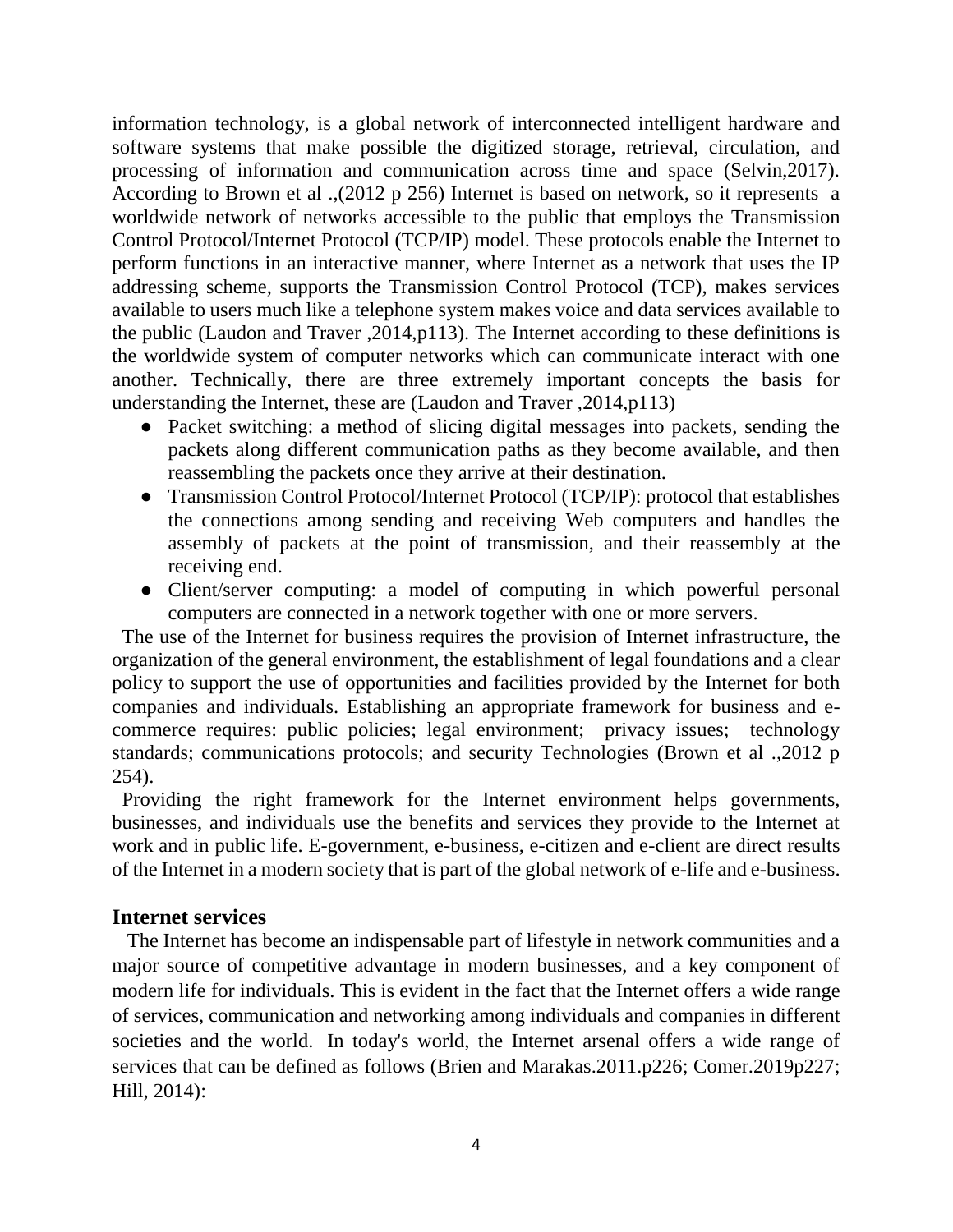information technology, is a global network of interconnected intelligent hardware and software systems that make possible the digitized storage, retrieval, circulation, and processing of information and communication across time and space (Selvin,2017). According to Brown et al .,(2012 p 256) Internet is based on network, so it represents a worldwide network of networks accessible to the public that employs the Transmission Control Protocol/Internet Protocol (TCP/IP) model. These protocols enable the Internet to perform functions in an interactive manner, where Internet as a network that uses the IP addressing scheme, supports the Transmission Control Protocol (TCP), makes services available to users much like a telephone system makes voice and data services available to the public (Laudon and Traver ,2014,p113). The Internet according to these definitions is the worldwide system of computer networks which can communicate interact with one another. Technically, there are three extremely important concepts the basis for understanding the Internet, these are (Laudon and Traver ,2014,p113)

- Packet switching: a method of slicing digital messages into packets, sending the packets along different communication paths as they become available, and then reassembling the packets once they arrive at their destination.
- Transmission Control Protocol/Internet Protocol (TCP/IP): protocol that establishes the connections among sending and receiving Web computers and handles the assembly of packets at the point of transmission, and their reassembly at the receiving end.
- Client/server computing: a model of computing in which powerful personal computers are connected in a network together with one or more servers.

The use of the Internet for business requires the provision of Internet infrastructure, the organization of the general environment, the establishment of legal foundations and a clear policy to support the use of opportunities and facilities provided by the Internet for both companies and individuals. Establishing an appropriate framework for business and e-commerce requires: public policies; legal environment; privacy issues; technology standards; communications protocols; and security Technologies (Brown et al .,2012 p 254).

Providing the right framework for the Internet environment helps governments, businesses, and individuals use the benefits and services they provide to the Internet at work and in public life. E-government, e-business, e-citizen and e-client are direct results of the Internet in a modern society that is part of the global network of e-life and e-business.

## Internet services

The Internet has become an indispensable part of lifestyle in network communities and a major source of competitive advantage in modern businesses, and a key component of modern life for individuals. This is evident in the fact that the Internet offers a wide range of services, communication and networking among individuals and companies in different societies and the world. In today's world, the Internet arsenal offers a wide range of services that can be defined as follows (Brien and Marakas.2011.p226; Comer.2019p227; Hill, 2014):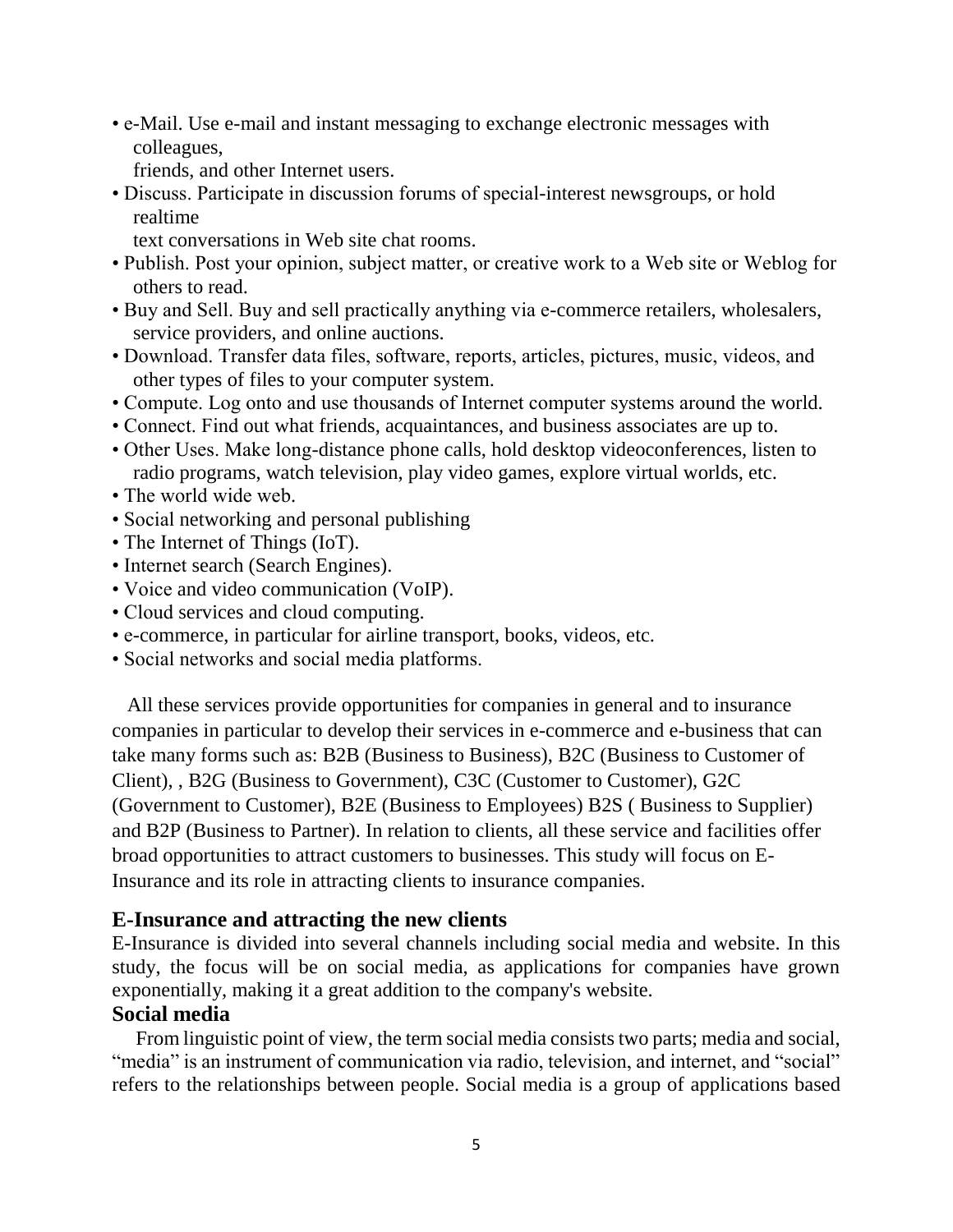- e-Mail. Use e-mail and instant messaging to exchange electronic messages with colleagues, friends, and other Internet users.
- Discuss. Participate in discussion forums of special-interest newsgroups, or hold realtime text conversations in Web site chat rooms.
- Publish. Post your opinion, subject matter, or creative work to a Web site or Weblog for others to read.
- Buy and Sell. Buy and sell practically anything via e-commerce retailers, wholesalers, service providers, and online auctions.
- Download. Transfer data files, software, reports, articles, pictures, music, videos, and other types of files to your computer system.
- Compute. Log onto and use thousands of Internet computer systems around the world.
- Connect. Find out what friends, acquaintances, and business associates are up to.
- Other Uses. Make long-distance phone calls, hold desktop videoconferences, listen to radio programs, watch television, play video games, explore virtual worlds, etc.
- The world wide web.
- Social networking and personal publishing
- The Internet of Things (IoT).
- Internet search (Search Engines).
- Voice and video communication (VoIP).
- Cloud services and cloud computing.
- e-commerce, in particular for airline transport, books, videos, etc.
- Social networks and social media platforms.

All these services provide opportunities for companies in general and to insurance companies in particular to develop their services in e-commerce and e-business that can take many forms such as: B2B (Business to Business), B2C (Business to Customer of Client), , B2G (Business to Government), C3C (Customer to Customer), G2C (Government to Customer), B2E (Business to Employees) B2S ( Business to Supplier) and B2P (Business to Partner). In relation to clients, all these service and facilities offer broad opportunities to attract customers to businesses. This study will focus on E-Insurance and its role in attracting clients to insurance companies.

## E-Insurance and attracting the new clients

E-Insurance is divided into several channels including social media and website. In this study, the focus will be on social media, as applications for companies have grown exponentially, making it a great addition to the company's website.

## Social media

From linguistic point of view, the term social media consists two parts; media and social, "media" is an instrument of communication via radio, television, and internet, and "social" refers to the relationships between people. Social media is a group of applications based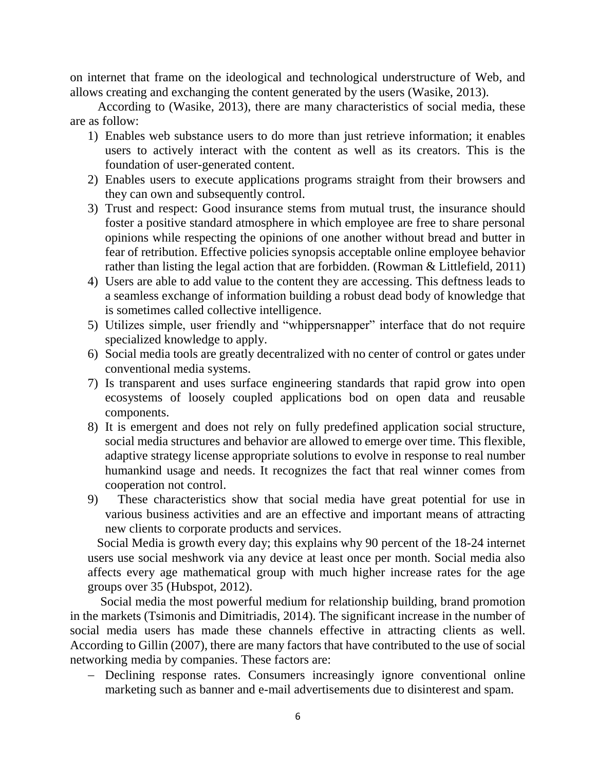on internet that frame on the ideological and technological understructure of Web, and allows creating and exchanging the content generated by the users (Wasike, 2013).

According to (Wasike, 2013), there are many characteristics of social media, these are as follow:

1) Enables web substance users to do more than just retrieve information; it enables users to actively interact with the content as well as its creators. This is the foundation of user-generated content.
2) Enables users to execute applications programs straight from their browsers and they can own and subsequently control.
3) Trust and respect: Good insurance stems from mutual trust, the insurance should foster a positive standard atmosphere in which employee are free to share personal opinions while respecting the opinions of one another without bread and butter in fear of retribution. Effective policies synopsis acceptable online employee behavior rather than listing the legal action that are forbidden. (Rowman & Littlefield, 2011)
4) Users are able to add value to the content they are accessing. This deftness leads to a seamless exchange of information building a robust dead body of knowledge that is sometimes called collective intelligence.
5) Utilizes simple, user friendly and "whippersnapper" interface that do not require specialized knowledge to apply.
6) Social media tools are greatly decentralized with no center of control or gates under conventional media systems.
7) Is transparent and uses surface engineering standards that rapid grow into open ecosystems of loosely coupled applications bod on open data and reusable components.
8) It is emergent and does not rely on fully predefined application social structure, social media structures and behavior are allowed to emerge over time. This flexible, adaptive strategy license appropriate solutions to evolve in response to real number humankind usage and needs. It recognizes the fact that real winner comes from cooperation not control.
9) These characteristics show that social media have great potential for use in various business activities and are an effective and important means of attracting new clients to corporate products and services.

Social Media is growth every day; this explains why 90 percent of the 18-24 internet users use social meshwork via any device at least once per month. Social media also affects every age mathematical group with much higher increase rates for the age groups over 35 (Hubspot, 2012).

Social media the most powerful medium for relationship building, brand promotion in the markets (Tsimonis and Dimitriadis, 2014). The significant increase in the number of social media users has made these channels effective in attracting clients as well. According to Gillin (2007), there are many factors that have contributed to the use of social networking media by companies. These factors are:

- Declining response rates. Consumers increasingly ignore conventional online marketing such as banner and e-mail advertisements due to disinterest and spam.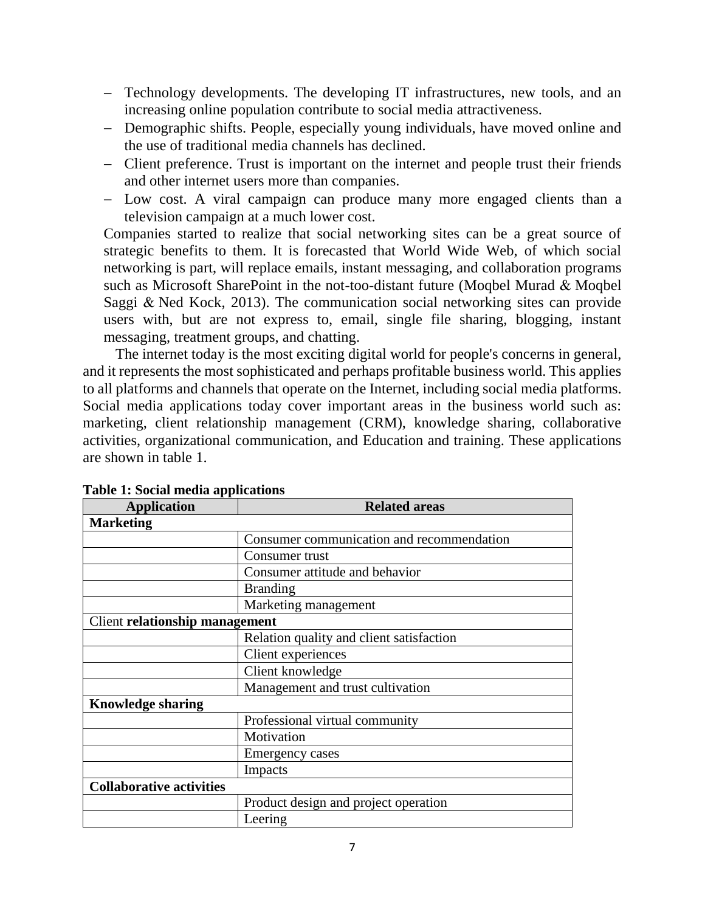- Technology developments. The developing IT infrastructures, new tools, and an increasing online population contribute to social media attractiveness.
- Demographic shifts. People, especially young individuals, have moved online and the use of traditional media channels has declined.
- Client preference. Trust is important on the internet and people trust their friends and other internet users more than companies.
- Low cost. A viral campaign can produce many more engaged clients than a television campaign at a much lower cost.

Companies started to realize that social networking sites can be a great source of strategic benefits to them. It is forecasted that World Wide Web, of which social networking is part, will replace emails, instant messaging, and collaboration programs such as Microsoft SharePoint in the not-too-distant future (Moqbel Murad & Moqbel Saggi & Ned Kock, 2013). The communication social networking sites can provide users with, but are not express to, email, single file sharing, blogging, instant messaging, treatment groups, and chatting.

The internet today is the most exciting digital world for people's concerns in general, and it represents the most sophisticated and perhaps profitable business world. This applies to all platforms and channels that operate on the Internet, including social media platforms. Social media applications today cover important areas in the business world such as: marketing, client relationship management (CRM), knowledge sharing, collaborative activities, organizational communication, and Education and training. These applications are shown in table 1.

**Table 1: Social media applications**

| Application | Related areas |
|---|---|
| **Marketing** | |
| | Consumer communication and recommendation |
| | Consumer trust |
| | Consumer attitude and behavior |
| | Branding |
| | Marketing management |
| Client **relationship management** | |
| | Relation quality and client satisfaction |
| | Client experiences |
| | Client knowledge |
| | Management and trust cultivation |
| **Knowledge sharing** | |
| | Professional virtual community |
| | Motivation |
| | Emergency cases |
| | Impacts |
| **Collaborative activities** | |
| | Product design and project operation |
| | Leering |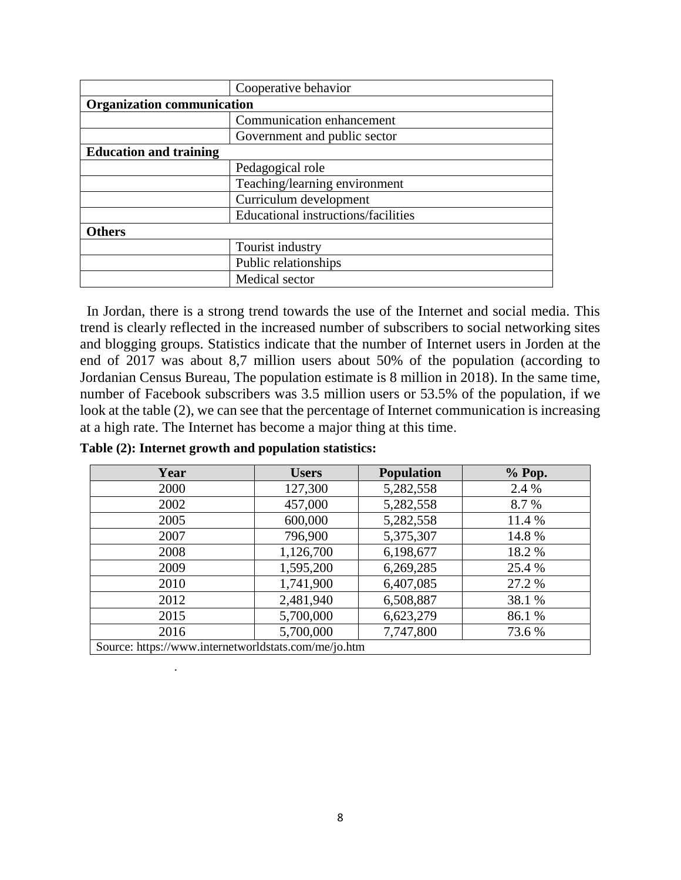| | |
|---|---|
| | Cooperative behavior |
| **Organization communication** | |
| | Communication enhancement |
| | Government and public sector |
| **Education and training** | |
| | Pedagogical role |
| | Teaching/learning environment |
| | Curriculum development |
| | Educational instructions/facilities |
| **Others** | |
| | Tourist industry |
| | Public relationships |
| | Medical sector |

In Jordan, there is a strong trend towards the use of the Internet and social media. This trend is clearly reflected in the increased number of subscribers to social networking sites and blogging groups. Statistics indicate that the number of Internet users in Jorden at the end of 2017 was about 8,7 million users about 50% of the population (according to Jordanian Census Bureau, The population estimate is 8 million in 2018). In the same time, number of Facebook subscribers was 3.5 million users or 53.5% of the population, if we look at the table (2), we can see that the percentage of Internet communication is increasing at a high rate. The Internet has become a major thing at this time.

**Table (2): Internet growth and population statistics:**

| Year | Users | Population | % Pop. |
|---|---|---|---|
| 2000 | 127,300 | 5,282,558 | 2.4 % |
| 2002 | 457,000 | 5,282,558 | 8.7 % |
| 2005 | 600,000 | 5,282,558 | 11.4 % |
| 2007 | 796,900 | 5,375,307 | 14.8 % |
| 2008 | 1,126,700 | 6,198,677 | 18.2 % |
| 2009 | 1,595,200 | 6,269,285 | 25.4 % |
| 2010 | 1,741,900 | 6,407,085 | 27.2 % |
| 2012 | 2,481,940 | 6,508,887 | 38.1 % |
| 2015 | 5,700,000 | 6,623,279 | 86.1 % |
| 2016 | 5,700,000 | 7,747,800 | 73.6 % |
| Source: https://www.internetworldstats.com/me/jo.htm | | | |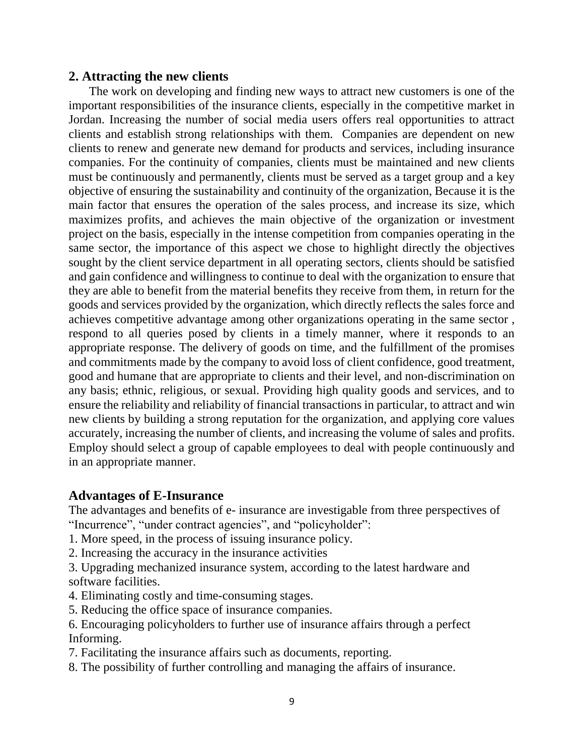## 2. Attracting the new clients

The work on developing and finding new ways to attract new customers is one of the important responsibilities of the insurance clients, especially in the competitive market in Jordan. Increasing the number of social media users offers real opportunities to attract clients and establish strong relationships with them. Companies are dependent on new clients to renew and generate new demand for products and services, including insurance companies. For the continuity of companies, clients must be maintained and new clients must be continuously and permanently, clients must be served as a target group and a key objective of ensuring the sustainability and continuity of the organization, Because it is the main factor that ensures the operation of the sales process, and increase its size, which maximizes profits, and achieves the main objective of the organization or investment project on the basis, especially in the intense competition from companies operating in the same sector, the importance of this aspect we chose to highlight directly the objectives sought by the client service department in all operating sectors, clients should be satisfied and gain confidence and willingness to continue to deal with the organization to ensure that they are able to benefit from the material benefits they receive from them, in return for the goods and services provided by the organization, which directly reflects the sales force and achieves competitive advantage among other organizations operating in the same sector , respond to all queries posed by clients in a timely manner, where it responds to an appropriate response. The delivery of goods on time, and the fulfillment of the promises and commitments made by the company to avoid loss of client confidence, good treatment, good and humane that are appropriate to clients and their level, and non-discrimination on any basis; ethnic, religious, or sexual. Providing high quality goods and services, and to ensure the reliability and reliability of financial transactions in particular, to attract and win new clients by building a strong reputation for the organization, and applying core values accurately, increasing the number of clients, and increasing the volume of sales and profits. Employ should select a group of capable employees to deal with people continuously and in an appropriate manner.

## Advantages of E-Insurance

The advantages and benefits of e- insurance are investigable from three perspectives of "Incurrence", "under contract agencies", and "policyholder":

1. More speed, in the process of issuing insurance policy.
2. Increasing the accuracy in the insurance activities
3. Upgrading mechanized insurance system, according to the latest hardware and software facilities.
4. Eliminating costly and time-consuming stages.
5. Reducing the office space of insurance companies.
6. Encouraging policyholders to further use of insurance affairs through a perfect Informing.
7. Facilitating the insurance affairs such as documents, reporting.
8. The possibility of further controlling and managing the affairs of insurance.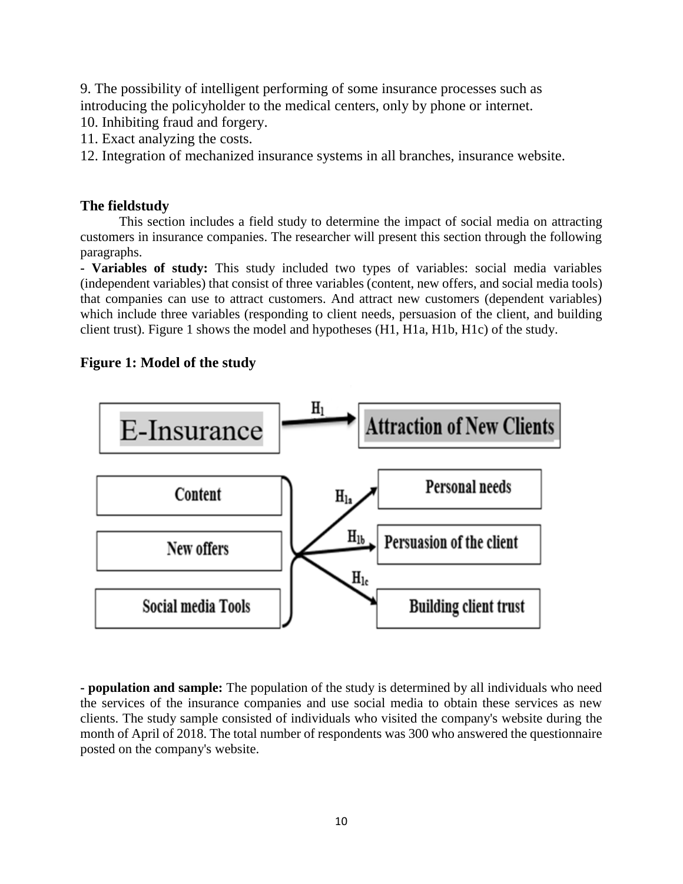9. The possibility of intelligent performing of some insurance processes such as introducing the policyholder to the medical centers, only by phone or internet.
10. Inhibiting fraud and forgery.
11. Exact analyzing the costs.
12. Integration of mechanized insurance systems in all branches, insurance website.

### The fieldstudy

This section includes a field study to determine the impact of social media on attracting customers in insurance companies. The researcher will present this section through the following paragraphs.

**- Variables of study:** This study included two types of variables: social media variables (independent variables) that consist of three variables (content, new offers, and social media tools) that companies can use to attract customers. And attract new customers (dependent variables) which include three variables (responding to client needs, persuasion of the client, and building client trust). Figure 1 shows the model and hypotheses (H1, H1a, H1b, H1c) of the study.

### Figure 1: Model of the study

E-Insurance → ($H_1$) → Attraction of New Clients

Content, New offers, Social media Tools → ($H_{1a}$) Personal needs; ($H_{1b}$) Persuasion of the client; ($H_{1c}$) Building client trust

**- population and sample:** The population of the study is determined by all individuals who need the services of the insurance companies and use social media to obtain these services as new clients. The study sample consisted of individuals who visited the company's website during the month of April of 2018. The total number of respondents was 300 who answered the questionnaire posted on the company's website.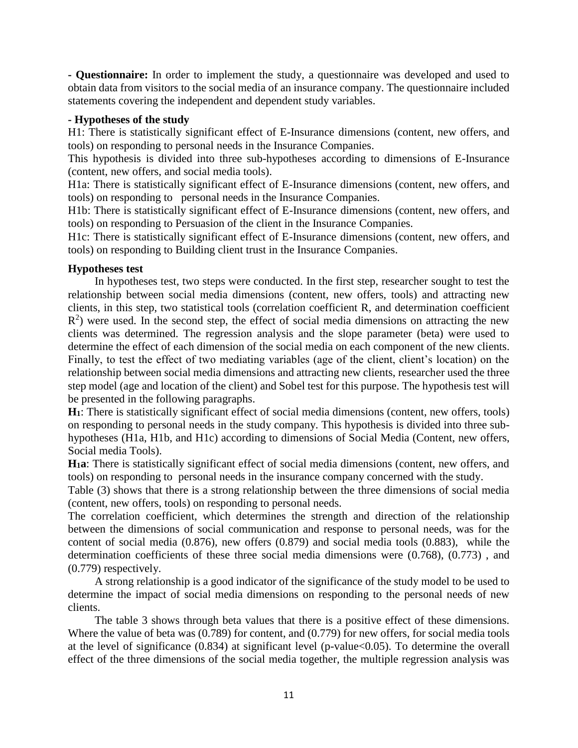**- Questionnaire:** In order to implement the study, a questionnaire was developed and used to obtain data from visitors to the social media of an insurance company. The questionnaire included statements covering the independent and dependent study variables.

**- Hypotheses of the study**

H1: There is statistically significant effect of E-Insurance dimensions (content, new offers, and tools) on responding to personal needs in the Insurance Companies.

This hypothesis is divided into three sub-hypotheses according to dimensions of E-Insurance (content, new offers, and social media tools).

H1a: There is statistically significant effect of E-Insurance dimensions (content, new offers, and tools) on responding to personal needs in the Insurance Companies.

H1b: There is statistically significant effect of E-Insurance dimensions (content, new offers, and tools) on responding to Persuasion of the client in the Insurance Companies.

H1c: There is statistically significant effect of E-Insurance dimensions (content, new offers, and tools) on responding to Building client trust in the Insurance Companies.

**Hypotheses test**

In hypotheses test, two steps were conducted. In the first step, researcher sought to test the relationship between social media dimensions (content, new offers, tools) and attracting new clients, in this step, two statistical tools (correlation coefficient R, and determination coefficient $R^2$) were used. In the second step, the effect of social media dimensions on attracting the new clients was determined. The regression analysis and the slope parameter (beta) were used to determine the effect of each dimension of the social media on each component of the new clients. Finally, to test the effect of two mediating variables (age of the client, client's location) on the relationship between social media dimensions and attracting new clients, researcher used the three step model (age and location of the client) and Sobel test for this purpose. The hypothesis test will be presented in the following paragraphs.

**$H_1$**: There is statistically significant effect of social media dimensions (content, new offers, tools) on responding to personal needs in the study company. This hypothesis is divided into three sub-hypotheses (H1a, H1b, and H1c) according to dimensions of Social Media (Content, new offers, Social media Tools).

**$H_1$a**: There is statistically significant effect of social media dimensions (content, new offers, and tools) on responding to personal needs in the insurance company concerned with the study.

Table (3) shows that there is a strong relationship between the three dimensions of social media (content, new offers, tools) on responding to personal needs.

The correlation coefficient, which determines the strength and direction of the relationship between the dimensions of social communication and response to personal needs, was for the content of social media (0.876), new offers (0.879) and social media tools (0.883), while the determination coefficients of these three social media dimensions were (0.768), (0.773) , and (0.779) respectively.

A strong relationship is a good indicator of the significance of the study model to be used to determine the impact of social media dimensions on responding to the personal needs of new clients.

The table 3 shows through beta values that there is a positive effect of these dimensions. Where the value of beta was (0.789) for content, and (0.779) for new offers, for social media tools at the level of significance (0.834) at significant level (p-value<0.05). To determine the overall effect of the three dimensions of the social media together, the multiple regression analysis was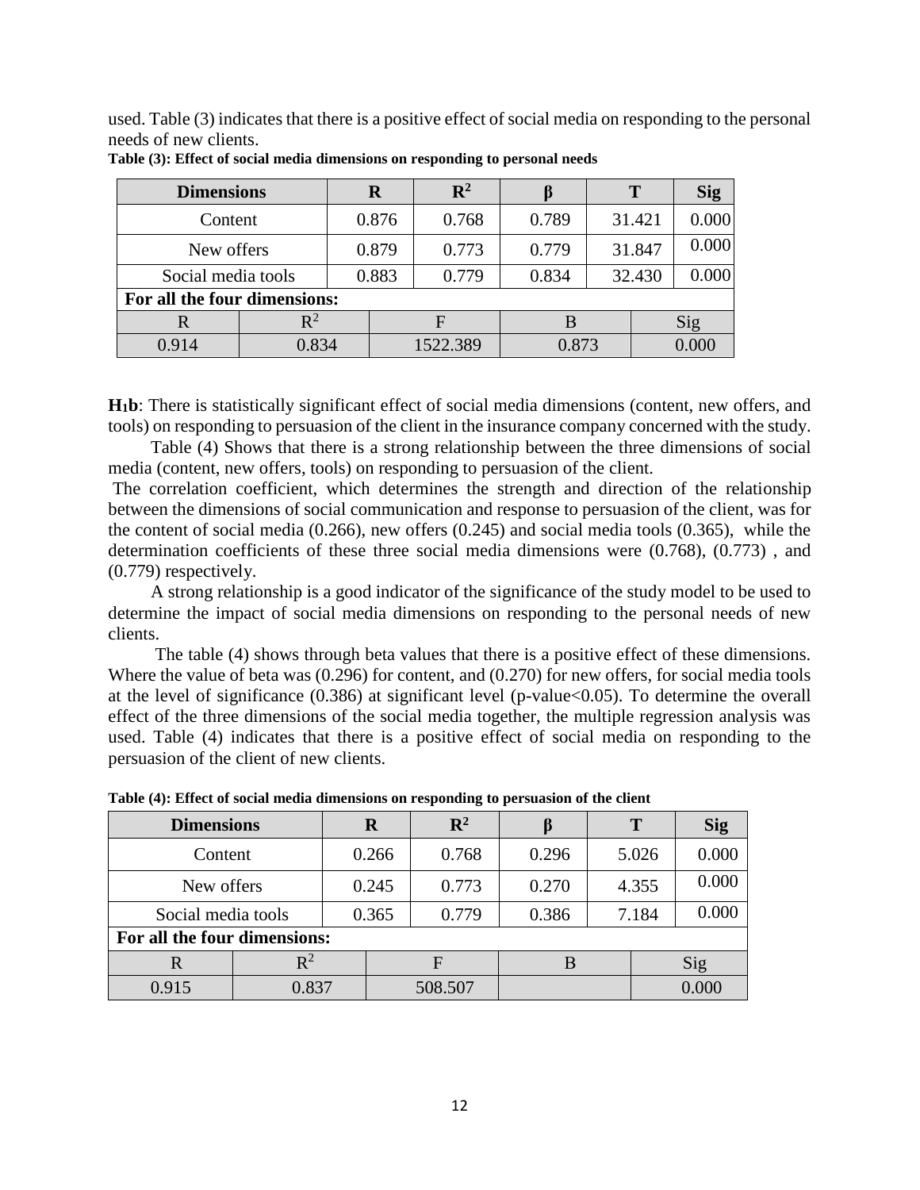used. Table (3) indicates that there is a positive effect of social media on responding to the personal needs of new clients.

**Table (3): Effect of social media dimensions on responding to personal needs**

| Dimensions | R | $R^2$ | β | T | Sig |
|---|---|---|---|---|---|
| Content | 0.876 | 0.768 | 0.789 | 31.421 | 0.000 |
| New offers | 0.879 | 0.773 | 0.779 | 31.847 | 0.000 |
| Social media tools | 0.883 | 0.779 | 0.834 | 32.430 | 0.000 |
| **For all the four dimensions:** | | | | | |
| R | $R^2$ | F | B | Sig | |
| 0.914 | 0.834 | 1522.389 | 0.873 | 0.000 | |

**$H_1b$**: There is statistically significant effect of social media dimensions (content, new offers, and tools) on responding to persuasion of the client in the insurance company concerned with the study.

Table (4) Shows that there is a strong relationship between the three dimensions of social media (content, new offers, tools) on responding to persuasion of the client.

The correlation coefficient, which determines the strength and direction of the relationship between the dimensions of social communication and response to persuasion of the client, was for the content of social media (0.266), new offers (0.245) and social media tools (0.365), while the determination coefficients of these three social media dimensions were (0.768), (0.773) , and (0.779) respectively.

A strong relationship is a good indicator of the significance of the study model to be used to determine the impact of social media dimensions on responding to the personal needs of new clients.

The table (4) shows through beta values that there is a positive effect of these dimensions. Where the value of beta was (0.296) for content, and (0.270) for new offers, for social media tools at the level of significance (0.386) at significant level (p-value<0.05). To determine the overall effect of the three dimensions of the social media together, the multiple regression analysis was used. Table (4) indicates that there is a positive effect of social media on responding to the persuasion of the client of new clients.

**Table (4): Effect of social media dimensions on responding to persuasion of the client**

| Dimensions | R | $R^2$ | β | T | Sig |
|---|---|---|---|---|---|
| Content | 0.266 | 0.768 | 0.296 | 5.026 | 0.000 |
| New offers | 0.245 | 0.773 | 0.270 | 4.355 | 0.000 |
| Social media tools | 0.365 | 0.779 | 0.386 | 7.184 | 0.000 |
| **For all the four dimensions:** | | | | | |
| R | $R^2$ | F | B | Sig | |
| 0.915 | 0.837 | 508.507 | | 0.000 | |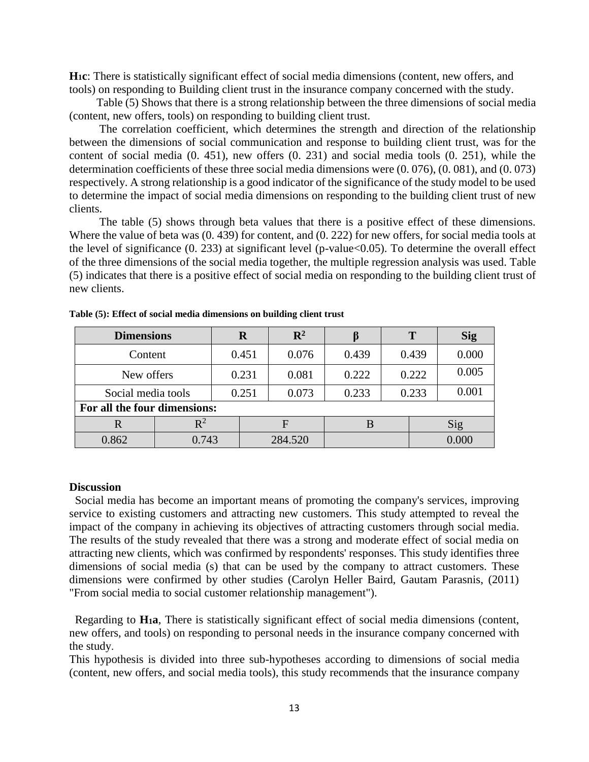**H1c**: There is statistically significant effect of social media dimensions (content, new offers, and tools) on responding to Building client trust in the insurance company concerned with the study.

Table (5) Shows that there is a strong relationship between the three dimensions of social media (content, new offers, tools) on responding to building client trust.

The correlation coefficient, which determines the strength and direction of the relationship between the dimensions of social communication and response to building client trust, was for the content of social media (0. 451), new offers (0. 231) and social media tools (0. 251), while the determination coefficients of these three social media dimensions were (0. 076), (0. 081), and (0. 073) respectively. A strong relationship is a good indicator of the significance of the study model to be used to determine the impact of social media dimensions on responding to the building client trust of new clients.

The table (5) shows through beta values that there is a positive effect of these dimensions. Where the value of beta was (0. 439) for content, and (0. 222) for new offers, for social media tools at the level of significance (0. 233) at significant level (p-value<0.05). To determine the overall effect of the three dimensions of the social media together, the multiple regression analysis was used. Table (5) indicates that there is a positive effect of social media on responding to the building client trust of new clients.

**Table (5): Effect of social media dimensions on building client trust**

| **Dimensions** | **R** | **$R^2$** | **β** | **T** | **Sig** |
|---|---|---|---|---|---|
| Content | 0.451 | 0.076 | 0.439 | 0.439 | 0.000 |
| New offers | 0.231 | 0.081 | 0.222 | 0.222 | 0.005 |
| Social media tools | 0.251 | 0.073 | 0.233 | 0.233 | 0.001 |
| **For all the four dimensions:** | | | | | |
| R | $R^2$ | F | B | Sig | |
| 0.862 | 0.743 | 284.520 | | 0.000 | |

### Discussion

Social media has become an important means of promoting the company's services, improving service to existing customers and attracting new customers. This study attempted to reveal the impact of the company in achieving its objectives of attracting customers through social media. The results of the study revealed that there was a strong and moderate effect of social media on attracting new clients, which was confirmed by respondents' responses. This study identifies three dimensions of social media (s) that can be used by the company to attract customers. These dimensions were confirmed by other studies (Carolyn Heller Baird, Gautam Parasnis, (2011) "From social media to social customer relationship management").

Regarding to **H1a**, There is statistically significant effect of social media dimensions (content, new offers, and tools) on responding to personal needs in the insurance company concerned with the study.

This hypothesis is divided into three sub-hypotheses according to dimensions of social media (content, new offers, and social media tools), this study recommends that the insurance company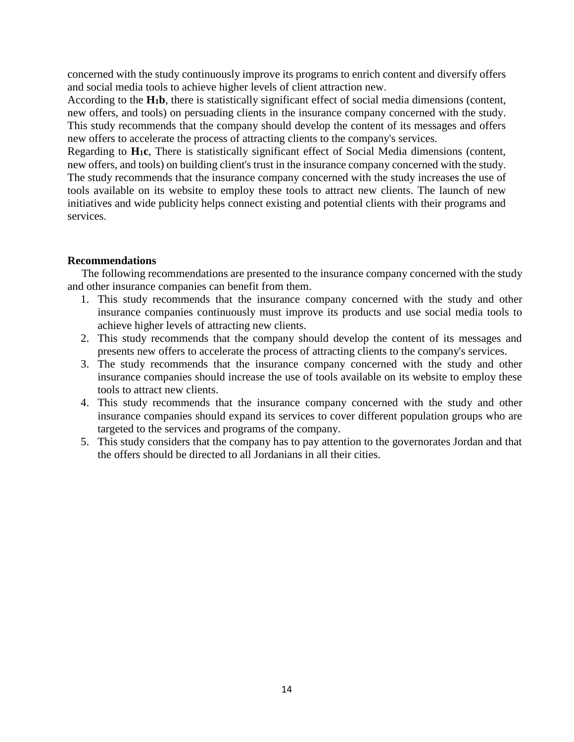concerned with the study continuously improve its programs to enrich content and diversify offers and social media tools to achieve higher levels of client attraction new.

According to the **$H_1$b**, there is statistically significant effect of social media dimensions (content, new offers, and tools) on persuading clients in the insurance company concerned with the study. This study recommends that the company should develop the content of its messages and offers new offers to accelerate the process of attracting clients to the company's services.

Regarding to **$H_1$c**, There is statistically significant effect of Social Media dimensions (content, new offers, and tools) on building client's trust in the insurance company concerned with the study. The study recommends that the insurance company concerned with the study increases the use of tools available on its website to employ these tools to attract new clients. The launch of new initiatives and wide publicity helps connect existing and potential clients with their programs and services.

**Recommendations**

The following recommendations are presented to the insurance company concerned with the study and other insurance companies can benefit from them.

1. This study recommends that the insurance company concerned with the study and other insurance companies continuously must improve its products and use social media tools to achieve higher levels of attracting new clients.
2. This study recommends that the company should develop the content of its messages and presents new offers to accelerate the process of attracting clients to the company's services.
3. The study recommends that the insurance company concerned with the study and other insurance companies should increase the use of tools available on its website to employ these tools to attract new clients.
4. This study recommends that the insurance company concerned with the study and other insurance companies should expand its services to cover different population groups who are targeted to the services and programs of the company.
5. This study considers that the company has to pay attention to the governorates Jordan and that the offers should be directed to all Jordanians in all their cities.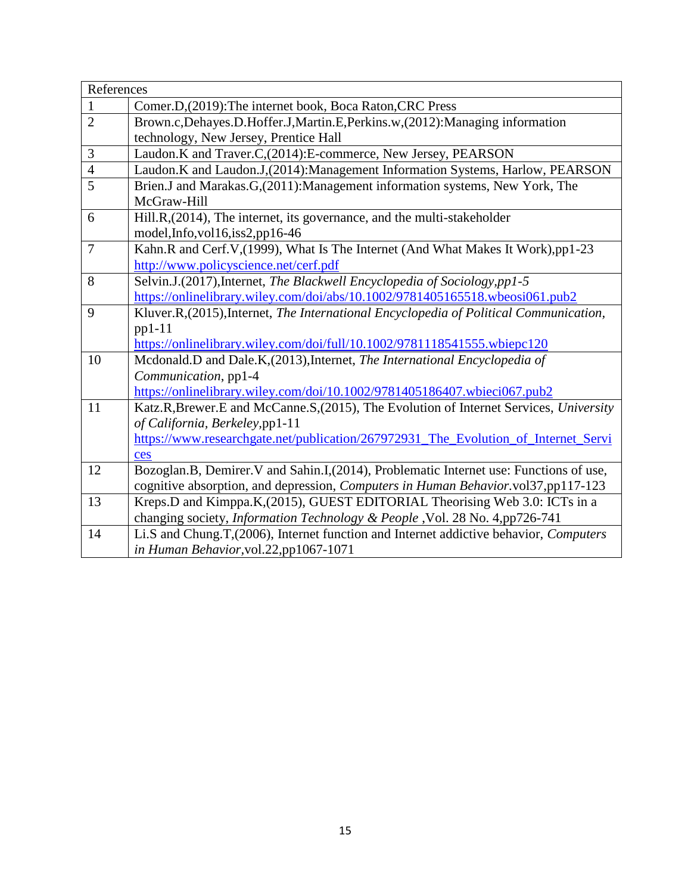| References | |
|---|---|
| 1 | Comer.D,(2019):The internet book, Boca Raton,CRC Press |
| 2 | Brown.c,Dehayes.D.Hoffer.J,Martin.E,Perkins.w,(2012):Managing information technology, New Jersey, Prentice Hall |
| 3 | Laudon.K and Traver.C,(2014):E-commerce, New Jersey, PEARSON |
| 4 | Laudon.K and Laudon.J,(2014):Management Information Systems, Harlow, PEARSON |
| 5 | Brien.J and Marakas.G,(2011):Management information systems, New York, The McGraw-Hill |
| 6 | Hill.R,(2014), The internet, its governance, and the multi-stakeholder model,Info,vol16,iss2,pp16-46 |
| 7 | Kahn.R and Cerf.V,(1999), What Is The Internet (And What Makes It Work),pp1-23 http://www.policyscience.net/cerf.pdf |
| 8 | Selvin.J.(2017),Internet, *The Blackwell Encyclopedia of Sociology,pp1-5* https://onlinelibrary.wiley.com/doi/abs/10.1002/9781405165518.wbeosi061.pub2 |
| 9 | Kluver.R,(2015),Internet, *The International Encyclopedia of Political Communication*, pp1-11 https://onlinelibrary.wiley.com/doi/full/10.1002/9781118541555.wbiepc120 |
| 10 | Mcdonald.D and Dale.K,(2013),Internet, *The International Encyclopedia of Communication*, pp1-4 https://onlinelibrary.wiley.com/doi/10.1002/9781405186407.wbieci067.pub2 |
| 11 | Katz.R,Brewer.E and McCanne.S,(2015), The Evolution of Internet Services, *University of California, Berkeley*,pp1-11 https://www.researchgate.net/publication/267972931_The_Evolution_of_Internet_Services |
| 12 | Bozoglan.B, Demirer.V and Sahin.I,(2014), Problematic Internet use: Functions of use, cognitive absorption, and depression, *Computers in Human Behavior*.vol37,pp117-123 |
| 13 | Kreps.D and Kimppa.K,(2015), GUEST EDITORIAL Theorising Web 3.0: ICTs in a changing society, *Information Technology & People* ,Vol. 28 No. 4,pp726-741 |
| 14 | Li.S and Chung.T,(2006), Internet function and Internet addictive behavior, *Computers in Human Behavior*,vol.22,pp1067-1071 |